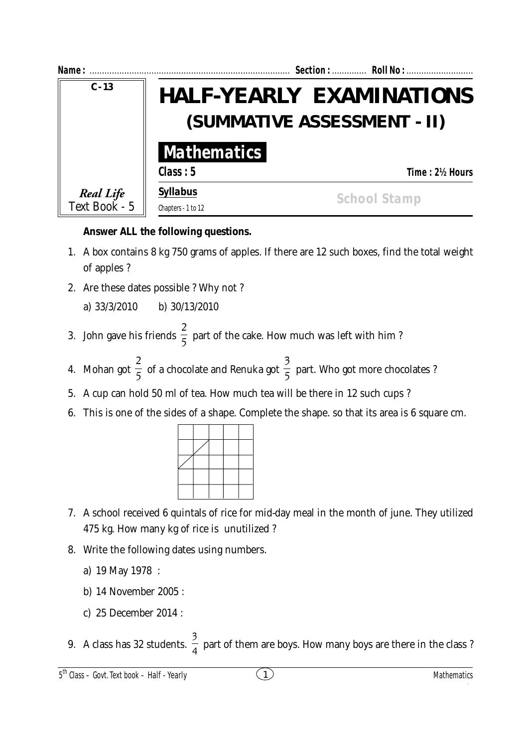**Name :** ................................................................................ **Section :** ............. **Roll No :** ...........................

C - 13

*Real Life*
Text Book - 5

# HALF-YEARLY EXAMINATIONS

## (SUMMATIVE ASSESSMENT - II)

## Mathematics

**Class : 5** **Time : 2½ Hours**

**Syllabus**

Chapters - 1 to 12

School Stamp

**Answer ALL the following questions.**

1. A box contains 8 kg 750 grams of apples. If there are 12 such boxes, find the total weight of apples ?

2. Are these dates possible ? Why not ?

   a) 33/3/2010 b) 30/13/2010

3. John gave his friends $\frac{2}{5}$ part of the cake. How much was left with him ?

4. Mohan got $\frac{2}{5}$ of a chocolate and Renuka got $\frac{3}{5}$ part. Who got more chocolates ?

5. A cup can hold 50 ml of tea. How much tea will be there in 12 such cups ?

6. This is one of the sides of a shape. Complete the shape. so that its area is 6 square cm.

|  |  |  |  |  |
|---|---|---|---|---|
|  |  |  |  |  |
|  |  |  |  |  |
|  |  |  |  |  |
|  |  |  |  |  |

7. A school received 6 quintals of rice for mid-day meal in the month of june. They utilized 475 kg. How many kg of rice is unutilized ?

8. Write the following dates using numbers.

   a) 19 May 1978 :

   b) 14 November 2005 :

   c) 25 December 2014 :

9. A class has 32 students. $\frac{3}{4}$ part of them are boys. How many boys are there in the class ?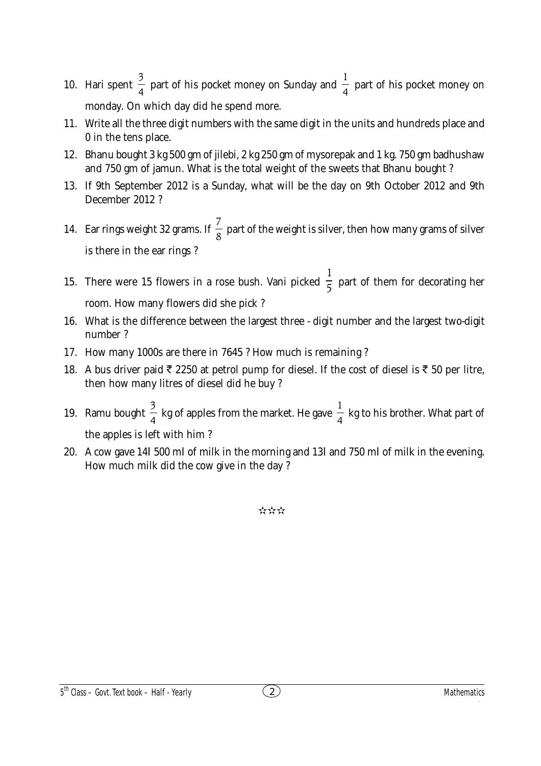10. Hari spent $\frac{3}{4}$ part of his pocket money on Sunday and $\frac{1}{4}$ part of his pocket money on monday. On which day did he spend more.
11. Write all the three digit numbers with the same digit in the units and hundreds place and 0 in the tens place.
12. Bhanu bought 3 kg 500 gm of jilebi, 2 kg 250 gm of mysorepak and 1 kg. 750 gm badhushaw and 750 gm of jamun. What is the total weight of the sweets that Bhanu bought ?
13. If 9th September 2012 is a Sunday, what will be the day on 9th October 2012 and 9th December 2012 ?
14. Ear rings weight 32 grams. If $\frac{7}{8}$ part of the weight is silver, then how many grams of silver is there in the ear rings ?
15. There were 15 flowers in a rose bush. Vani picked $\frac{1}{5}$ part of them for decorating her room. How many flowers did she pick ?
16. What is the difference between the largest three - digit number and the largest two-digit number ?
17. How many 1000s are there in 7645 ? How much is remaining ?
18. A bus driver paid ₹ 2250 at petrol pump for diesel. If the cost of diesel is ₹ 50 per litre, then how many litres of diesel did he buy ?
19. Ramu bought $\frac{3}{4}$ kg of apples from the market. He gave $\frac{1}{4}$ kg to his brother. What part of the apples is left with him ?
20. A cow gave 14l 500 ml of milk in the morning and 13l and 750 ml of milk in the evening. How much milk did the cow give in the day ?

☆☆☆